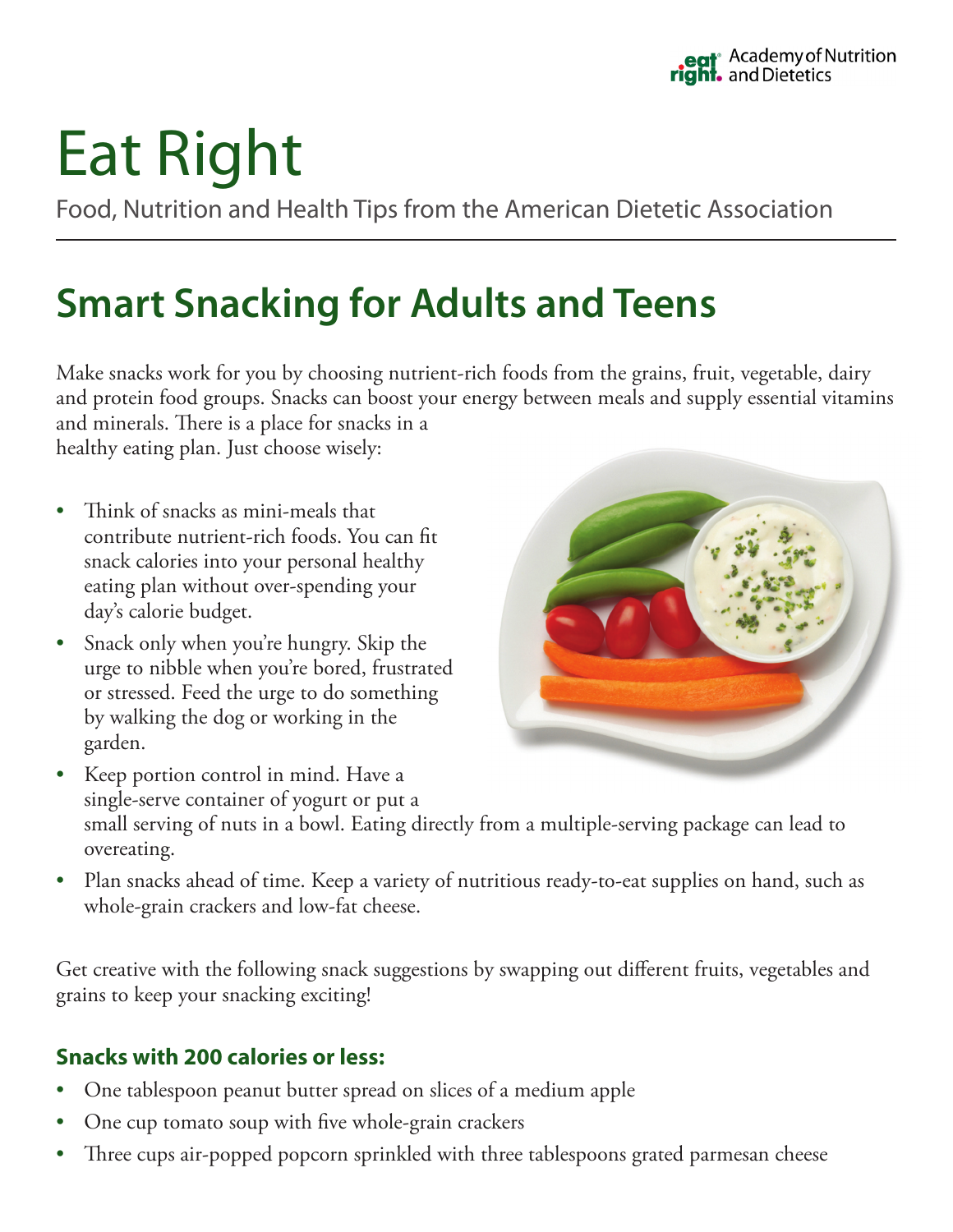eat right. Academy of Nutrition and Dietetics

# Eat Right

Food, Nutrition and Health Tips from the American Dietetic Association

## Smart Snacking for Adults and Teens

Make snacks work for you by choosing nutrient-rich foods from the grains, fruit, vegetable, dairy and protein food groups. Snacks can boost your energy between meals and supply essential vitamins and minerals. There is a place for snacks in a healthy eating plan. Just choose wisely:

- Think of snacks as mini-meals that contribute nutrient-rich foods. You can fit snack calories into your personal healthy eating plan without over-spending your day's calorie budget.
- Snack only when you're hungry. Skip the urge to nibble when you're bored, frustrated or stressed. Feed the urge to do something by walking the dog or working in the garden.
- Keep portion control in mind. Have a single-serve container of yogurt or put a small serving of nuts in a bowl. Eating directly from a multiple-serving package can lead to overeating.
- Plan snacks ahead of time. Keep a variety of nutritious ready-to-eat supplies on hand, such as whole-grain crackers and low-fat cheese.

Get creative with the following snack suggestions by swapping out different fruits, vegetables and grains to keep your snacking exciting!

### Snacks with 200 calories or less:

- One tablespoon peanut butter spread on slices of a medium apple
- One cup tomato soup with five whole-grain crackers
- Three cups air-popped popcorn sprinkled with three tablespoons grated parmesan cheese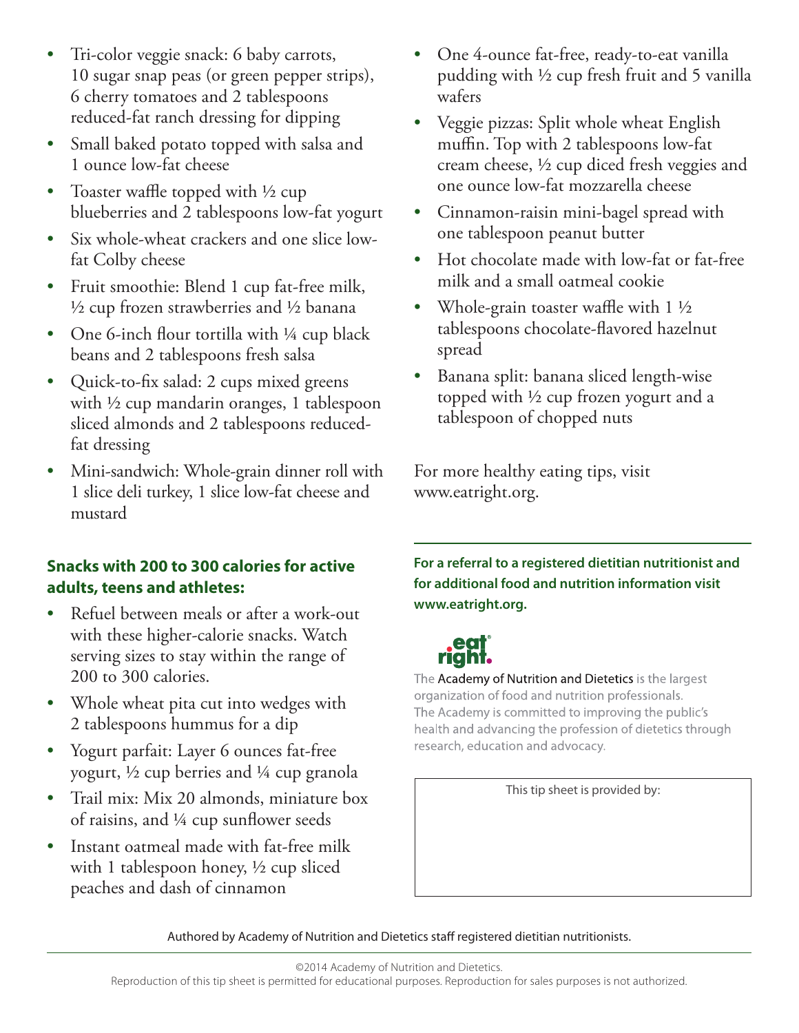- Tri-color veggie snack: 6 baby carrots, 10 sugar snap peas (or green pepper strips), 6 cherry tomatoes and 2 tablespoons reduced-fat ranch dressing for dipping
- Small baked potato topped with salsa and 1 ounce low-fat cheese
- Toaster waffle topped with ½ cup blueberries and 2 tablespoons low-fat yogurt
- Six whole-wheat crackers and one slice low-fat Colby cheese
- Fruit smoothie: Blend 1 cup fat-free milk, ½ cup frozen strawberries and ½ banana
- One 6-inch flour tortilla with ¼ cup black beans and 2 tablespoons fresh salsa
- Quick-to-fix salad: 2 cups mixed greens with ½ cup mandarin oranges, 1 tablespoon sliced almonds and 2 tablespoons reduced-fat dressing
- Mini-sandwich: Whole-grain dinner roll with 1 slice deli turkey, 1 slice low-fat cheese and mustard

### Snacks with 200 to 300 calories for active adults, teens and athletes:

- Refuel between meals or after a work-out with these higher-calorie snacks. Watch serving sizes to stay within the range of 200 to 300 calories.
- Whole wheat pita cut into wedges with 2 tablespoons hummus for a dip
- Yogurt parfait: Layer 6 ounces fat-free yogurt, ½ cup berries and ¼ cup granola
- Trail mix: Mix 20 almonds, miniature box of raisins, and ¼ cup sunflower seeds
- Instant oatmeal made with fat-free milk with 1 tablespoon honey, ½ cup sliced peaches and dash of cinnamon
- One 4-ounce fat-free, ready-to-eat vanilla pudding with ½ cup fresh fruit and 5 vanilla wafers
- Veggie pizzas: Split whole wheat English muffin. Top with 2 tablespoons low-fat cream cheese, ½ cup diced fresh veggies and one ounce low-fat mozzarella cheese
- Cinnamon-raisin mini-bagel spread with one tablespoon peanut butter
- Hot chocolate made with low-fat or fat-free milk and a small oatmeal cookie
- Whole-grain toaster waffle with 1 ½ tablespoons chocolate-flavored hazelnut spread
- Banana split: banana sliced length-wise topped with ½ cup frozen yogurt and a tablespoon of chopped nuts

For more healthy eating tips, visit www.eatright.org.

**For a referral to a registered dietitian nutritionist and for additional food and nutrition information visit www.eatright.org.**

eat right.

The Academy of Nutrition and Dietetics is the largest organization of food and nutrition professionals. The Academy is committed to improving the public's health and advancing the profession of dietetics through research, education and advocacy.

This tip sheet is provided by:

Authored by Academy of Nutrition and Dietetics staff registered dietitian nutritionists.

©2014 Academy of Nutrition and Dietetics.
Reproduction of this tip sheet is permitted for educational purposes. Reproduction for sales purposes is not authorized.